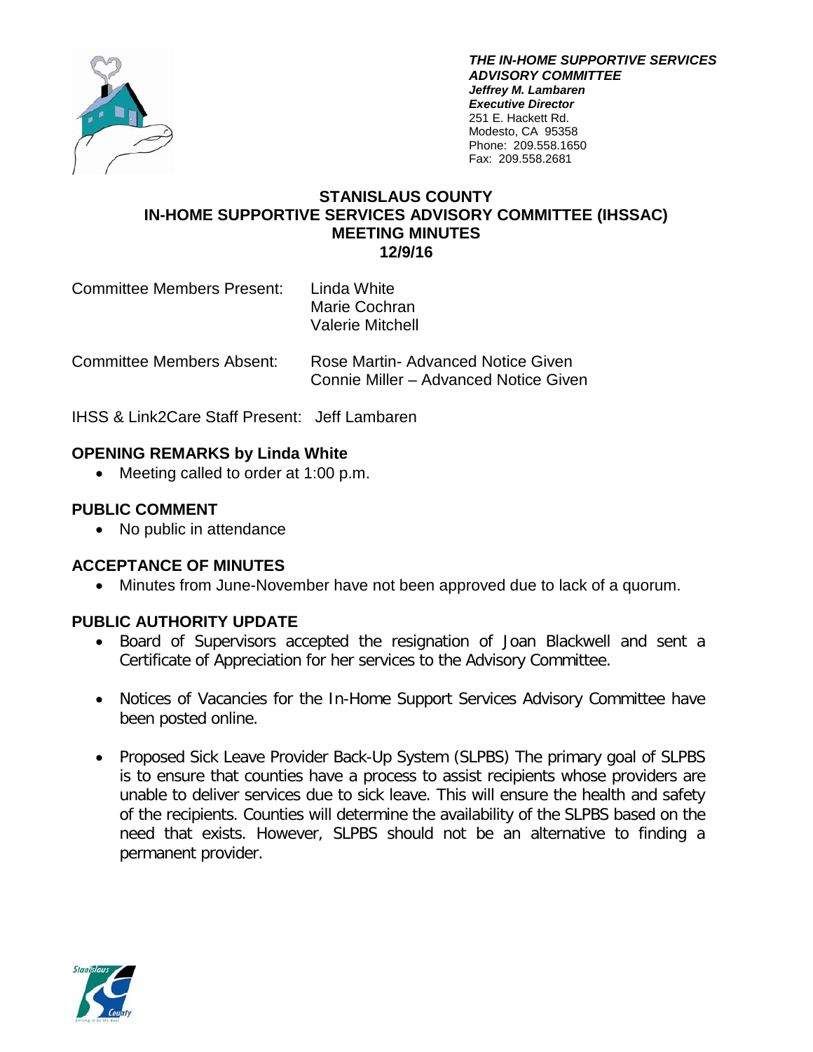***THE IN-HOME SUPPORTIVE SERVICES ADVISORY COMMITTEE***
***Jeffrey M. Lambaren***
***Executive Director***
251 E. Hackett Rd.
Modesto, CA 95358
Phone: 209.558.1650
Fax: 209.558.2681

# STANISLAUS COUNTY
# IN-HOME SUPPORTIVE SERVICES ADVISORY COMMITTEE (IHSSAC)
# MEETING MINUTES
# 12/9/16

| | |
|---|---|
| Committee Members Present: | Linda White<br>Marie Cochran<br>Valerie Mitchell |
| Committee Members Absent: | Rose Martin- Advanced Notice Given<br>Connie Miller – Advanced Notice Given |

IHSS & Link2Care Staff Present: Jeff Lambaren

## OPENING REMARKS by Linda White

- Meeting called to order at 1:00 p.m.

## PUBLIC COMMENT

- No public in attendance

## ACCEPTANCE OF MINUTES

- Minutes from June-November have not been approved due to lack of a quorum.

## PUBLIC AUTHORITY UPDATE

- Board of Supervisors accepted the resignation of Joan Blackwell and sent a Certificate of Appreciation for her services to the Advisory Committee.

- Notices of Vacancies for the In-Home Support Services Advisory Committee have been posted online.

- Proposed Sick Leave Provider Back-Up System (SLPBS) The primary goal of SLPBS is to ensure that counties have a process to assist recipients whose providers are unable to deliver services due to sick leave. This will ensure the health and safety of the recipients. Counties will determine the availability of the SLPBS based on the need that exists. However, SLPBS should not be an alternative to finding a permanent provider.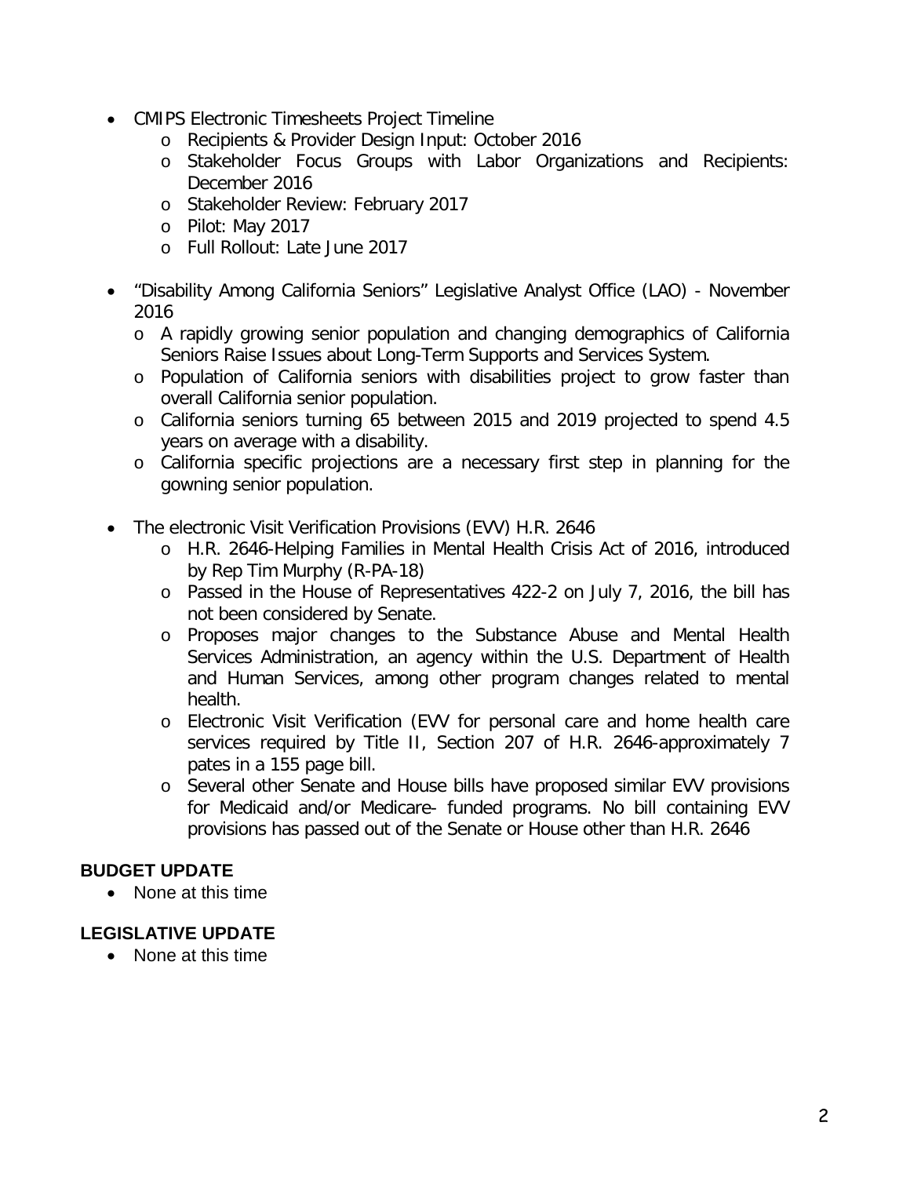- CMIPS Electronic Timesheets Project Timeline
  - Recipients & Provider Design Input: October 2016
  - Stakeholder Focus Groups with Labor Organizations and Recipients: December 2016
  - Stakeholder Review: February 2017
  - Pilot: May 2017
  - Full Rollout: Late June 2017
- "Disability Among California Seniors" Legislative Analyst Office (LAO) - November 2016
  - A rapidly growing senior population and changing demographics of California Seniors Raise Issues about Long-Term Supports and Services System.
  - Population of California seniors with disabilities project to grow faster than overall California senior population.
  - California seniors turning 65 between 2015 and 2019 projected to spend 4.5 years on average with a disability.
  - California specific projections are a necessary first step in planning for the gowning senior population.
- The electronic Visit Verification Provisions (EVV) H.R. 2646
  - H.R. 2646-Helping Families in Mental Health Crisis Act of 2016, introduced by Rep Tim Murphy (R-PA-18)
  - Passed in the House of Representatives 422-2 on July 7, 2016, the bill has not been considered by Senate.
  - Proposes major changes to the Substance Abuse and Mental Health Services Administration, an agency within the U.S. Department of Health and Human Services, among other program changes related to mental health.
  - Electronic Visit Verification (EVV for personal care and home health care services required by Title II, Section 207 of H.R. 2646-approximately 7 pates in a 155 page bill.
  - Several other Senate and House bills have proposed similar EVV provisions for Medicaid and/or Medicare- funded programs. No bill containing EVV provisions has passed out of the Senate or House other than H.R. 2646

## BUDGET UPDATE

- None at this time

## LEGISLATIVE UPDATE

- None at this time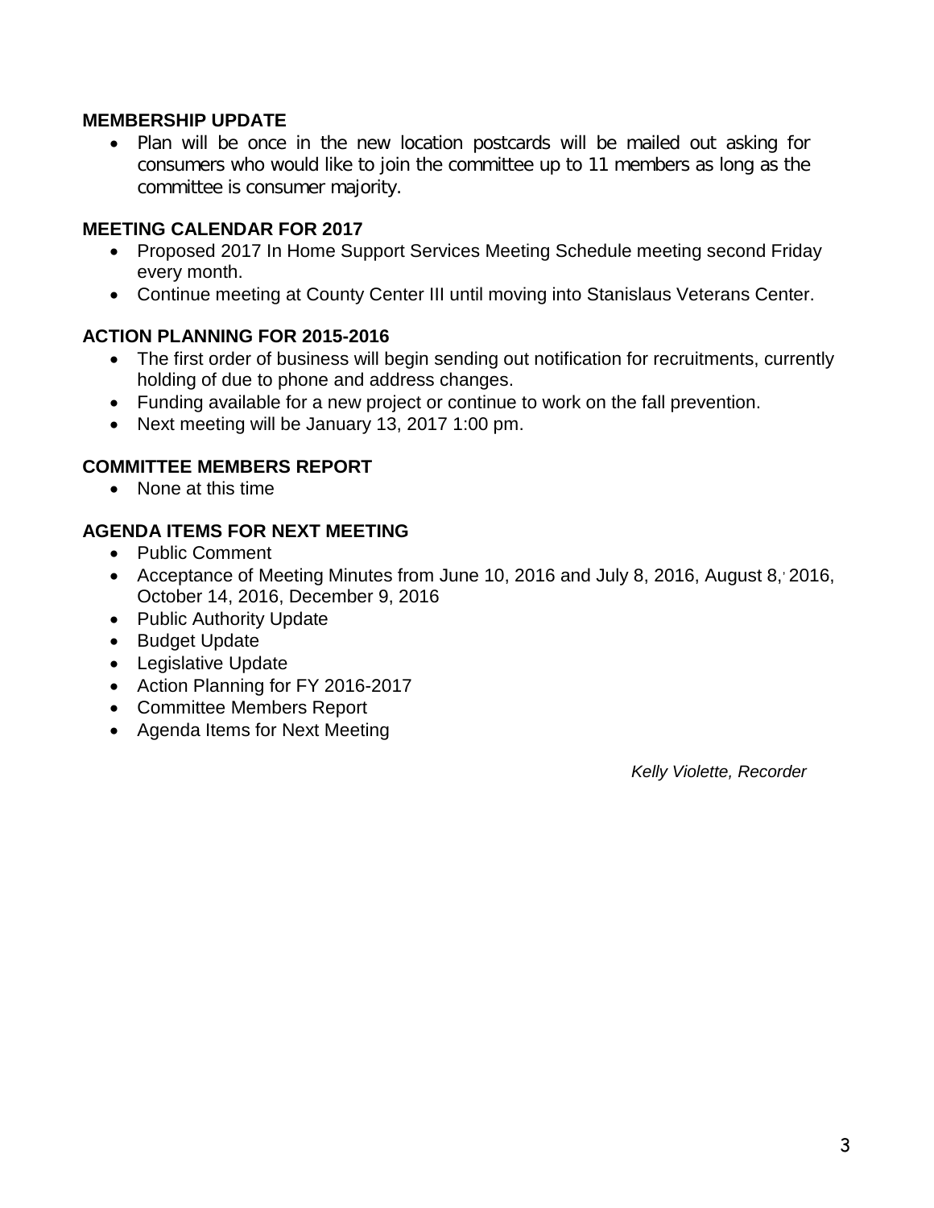**MEMBERSHIP UPDATE**

- Plan will be once in the new location postcards will be mailed out asking for consumers who would like to join the committee up to 11 members as long as the committee is consumer majority.

**MEETING CALENDAR FOR 2017**

- Proposed 2017 In Home Support Services Meeting Schedule meeting second Friday every month.
- Continue meeting at County Center III until moving into Stanislaus Veterans Center.

**ACTION PLANNING FOR 2015-2016**

- The first order of business will begin sending out notification for recruitments, currently holding of due to phone and address changes.
- Funding available for a new project or continue to work on the fall prevention.
- Next meeting will be January 13, 2017 1:00 pm.

**COMMITTEE MEMBERS REPORT**

- None at this time

**AGENDA ITEMS FOR NEXT MEETING**

- Public Comment
- Acceptance of Meeting Minutes from June 10, 2016 and July 8, 2016, August 8, 2016, October 14, 2016, December 9, 2016
- Public Authority Update
- Budget Update
- Legislative Update
- Action Planning for FY 2016-2017
- Committee Members Report
- Agenda Items for Next Meeting

*Kelly Violette, Recorder*